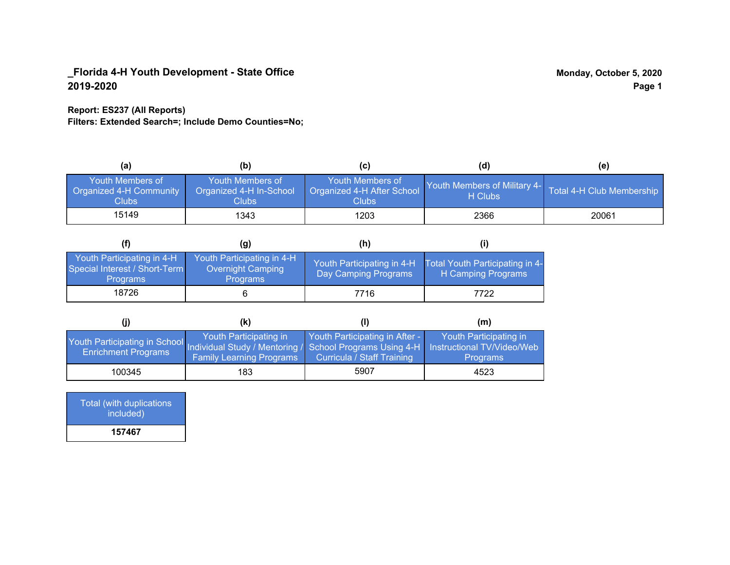# _Florida 4-H Youth Development - State Office
## 2019-2020

Monday, October 5, 2020

**Report: ES237 (All Reports)**
**Filters: Extended Search=; Include Demo Counties=No;**

| (a) | (b) | (c) | (d) | (e) |
|---|---|---|---|---|
| Youth Members of Organized 4-H Community Clubs | Youth Members of Organized 4-H In-School Clubs | Youth Members of Organized 4-H After School Clubs | Youth Members of Military 4-H Clubs | Total 4-H Club Membership |
| 15149 | 1343 | 1203 | 2366 | 20061 |

| (f) | (g) | (h) | (i) |
|---|---|---|---|
| Youth Participating in 4-H Special Interest / Short-Term Programs | Youth Participating in 4-H Overnight Camping Programs | Youth Participating in 4-H Day Camping Programs | Total Youth Participating in 4-H Camping Programs |
| 18726 | 6 | 7716 | 7722 |

| (j) | (k) | (l) | (m) |
|---|---|---|---|
| Youth Participating in School Enrichment Programs | Youth Participating in Individual Study / Mentoring / Family Learning Programs | Youth Participating in After - School Programs Using 4-H Curricula / Staff Training | Youth Participating in Instructional TV/Video/Web Programs |
| 100345 | 183 | 5907 | 4523 |

| Total (with duplications included) |
|---|
| **157467** |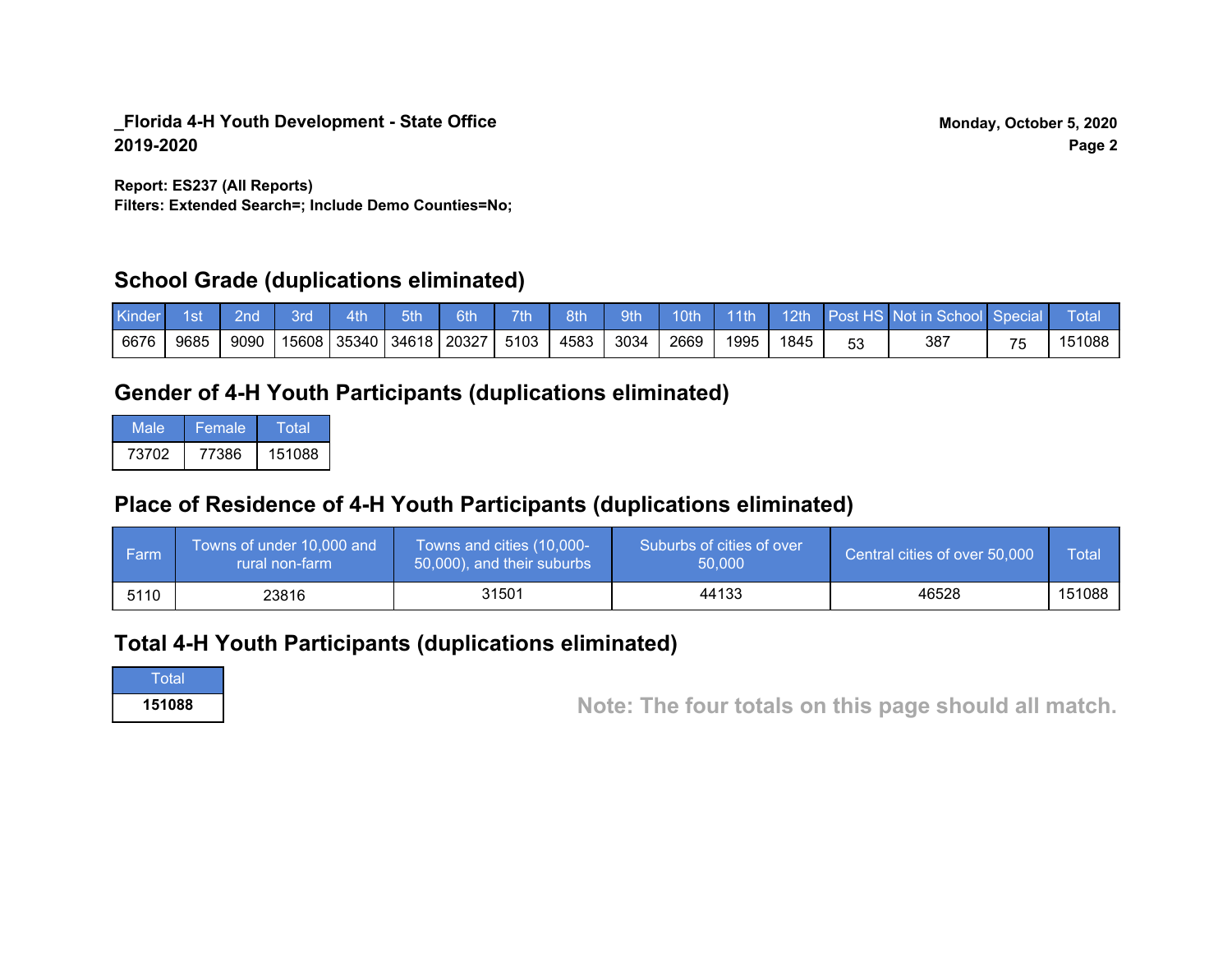**_Florida 4-H Youth Development - State Office**
**2019-2020**

**Monday, October 5, 2020**

**Report: ES237 (All Reports)**
**Filters: Extended Search=; Include Demo Counties=No;**

## School Grade (duplications eliminated)

| Kinder | 1st | 2nd | 3rd | 4th | 5th | 6th | 7th | 8th | 9th | 10th | 11th | 12th | Post HS | Not in School | Special | Total |
|---|---|---|---|---|---|---|---|---|---|---|---|---|---|---|---|---|
| 6676 | 9685 | 9090 | 15608 | 35340 | 34618 | 20327 | 5103 | 4583 | 3034 | 2669 | 1995 | 1845 | 53 | 387 | 75 | 151088 |

## Gender of 4-H Youth Participants (duplications eliminated)

| Male | Female | Total |
|---|---|---|
| 73702 | 77386 | 151088 |

## Place of Residence of 4-H Youth Participants (duplications eliminated)

| Farm | Towns of under 10,000 and rural non-farm | Towns and cities (10,000-50,000), and their suburbs | Suburbs of cities of over 50,000 | Central cities of over 50,000 | Total |
|---|---|---|---|---|---|
| 5110 | 23816 | 31501 | 44133 | 46528 | 151088 |

## Total 4-H Youth Participants (duplications eliminated)

| Total |
|---|
| **151088** |

**Note: The four totals on this page should all match.**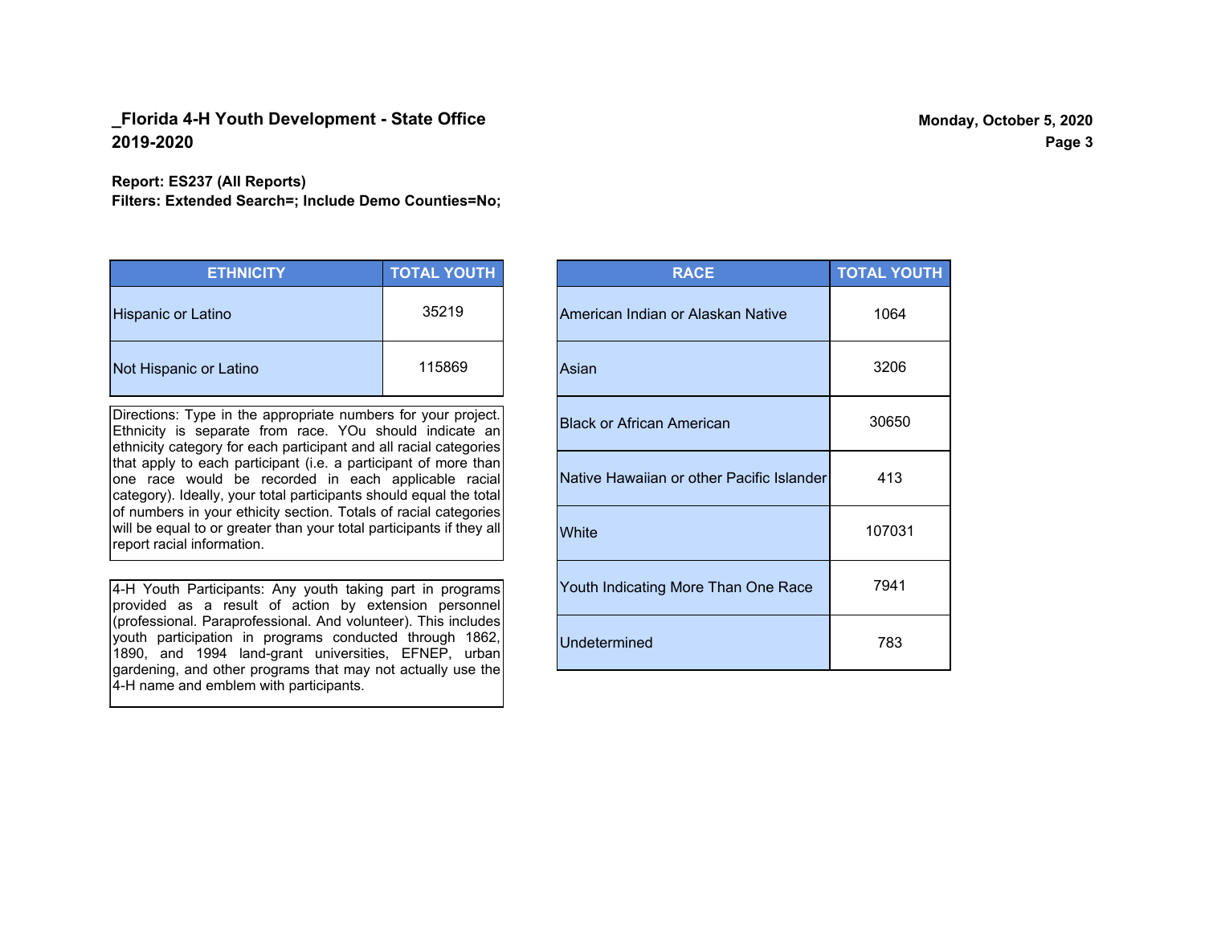**_Florida 4-H Youth Development - State Office**
**2019-2020**

**Monday, October 5, 2020**

**Report: ES237 (All Reports)**
**Filters: Extended Search=; Include Demo Counties=No;**

| ETHNICITY | TOTAL YOUTH |
|---|---|
| Hispanic or Latino | 35219 |
| Not Hispanic or Latino | 115869 |

Directions: Type in the appropriate numbers for your project. Ethnicity is separate from race. YOu should indicate an ethnicity category for each participant and all racial categories that apply to each participant (i.e. a participant of more than one race would be recorded in each applicable racial category). Ideally, your total participants should equal the total of numbers in your ethicity section. Totals of racial categories will be equal to or greater than your total participants if they all report racial information.

4-H Youth Participants: Any youth taking part in programs provided as a result of action by extension personnel (professional. Paraprofessional. And volunteer). This includes youth participation in programs conducted through 1862, 1890, and 1994 land-grant universities, EFNEP, urban gardening, and other programs that may not actually use the 4-H name and emblem with participants.

| RACE | TOTAL YOUTH |
|---|---|
| American Indian or Alaskan Native | 1064 |
| Asian | 3206 |
| Black or African American | 30650 |
| Native Hawaiian or other Pacific Islander | 413 |
| White | 107031 |
| Youth Indicating More Than One Race | 7941 |
| Undetermined | 783 |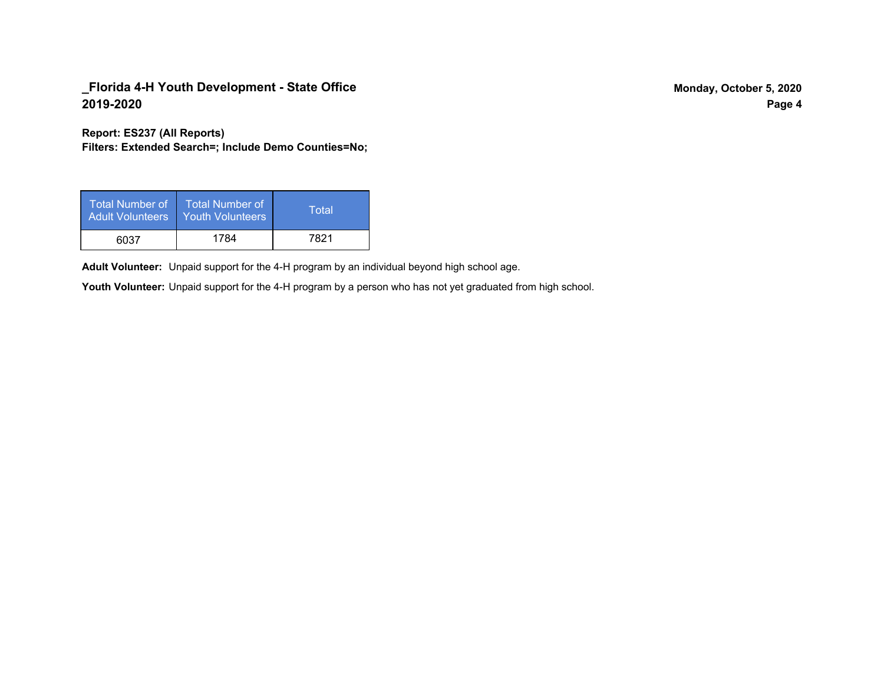## _Florida 4-H Youth Development - State Office
## 2019-2020

**Report: ES237 (All Reports)**
**Filters: Extended Search=; Include Demo Counties=No;**

| Total Number of Adult Volunteers | Total Number of Youth Volunteers | Total |
|---|---|---|
| 6037 | 1784 | 7821 |

**Adult Volunteer:** Unpaid support for the 4-H program by an individual beyond high school age.

**Youth Volunteer:** Unpaid support for the 4-H program by a person who has not yet graduated from high school.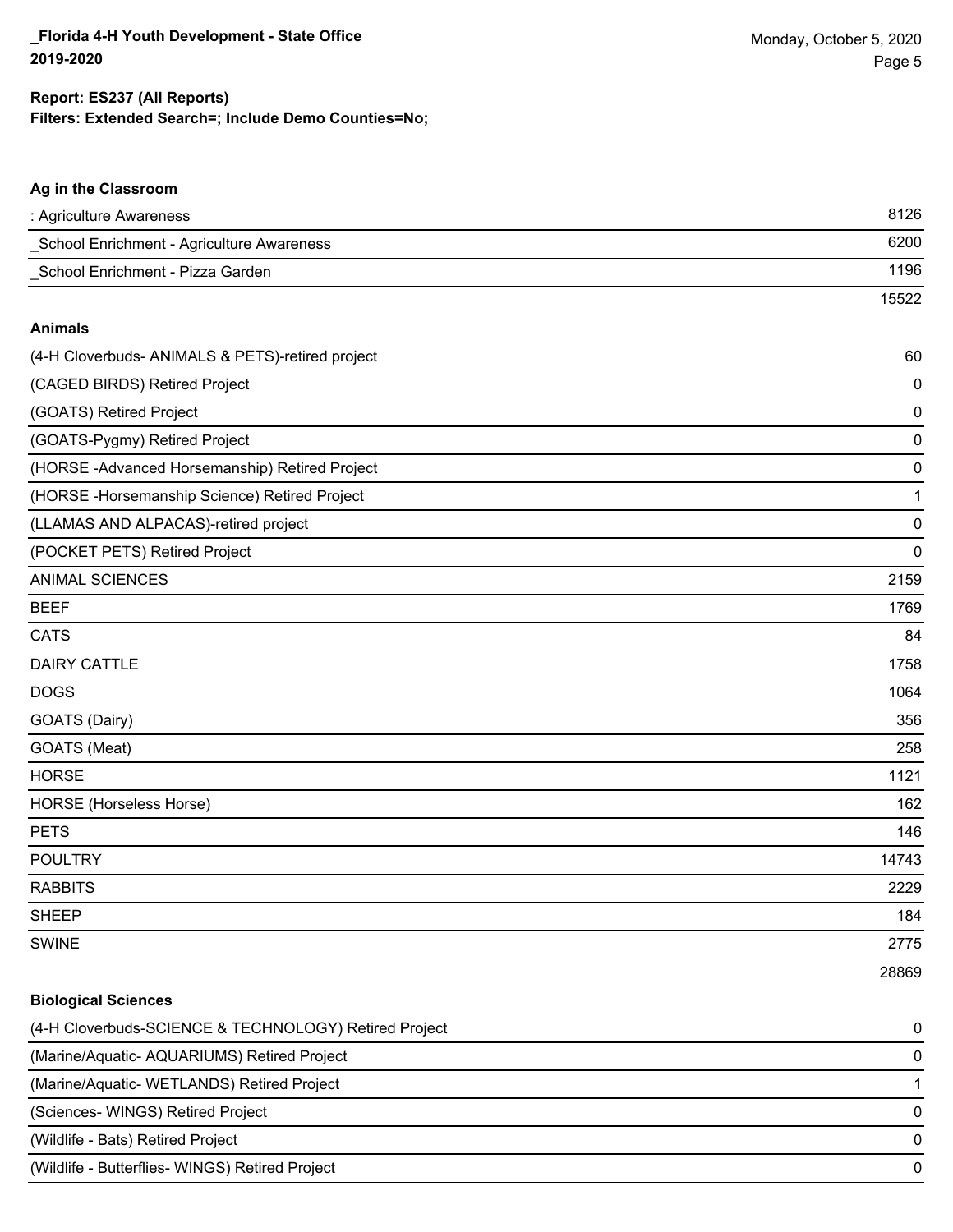**Report: ES237 (All Reports)**
**Filters: Extended Search=; Include Demo Counties=No;**

### Ag in the Classroom

| | |
|---|---|
| : Agriculture Awareness | 8126 |
| _School Enrichment - Agriculture Awareness | 6200 |
| _School Enrichment - Pizza Garden | 1196 |
| | 15522 |

### Animals

| | |
|---|---|
| (4-H Cloverbuds- ANIMALS & PETS)-retired project | 60 |
| (CAGED BIRDS) Retired Project | 0 |
| (GOATS) Retired Project | 0 |
| (GOATS-Pygmy) Retired Project | 0 |
| (HORSE -Advanced Horsemanship) Retired Project | 0 |
| (HORSE -Horsemanship Science) Retired Project | 1 |
| (LLAMAS AND ALPACAS)-retired project | 0 |
| (POCKET PETS) Retired Project | 0 |
| ANIMAL SCIENCES | 2159 |
| BEEF | 1769 |
| CATS | 84 |
| DAIRY CATTLE | 1758 |
| DOGS | 1064 |
| GOATS (Dairy) | 356 |
| GOATS (Meat) | 258 |
| HORSE | 1121 |
| HORSE (Horseless Horse) | 162 |
| PETS | 146 |
| POULTRY | 14743 |
| RABBITS | 2229 |
| SHEEP | 184 |
| SWINE | 2775 |
| | 28869 |

### Biological Sciences

| | |
|---|---|
| (4-H Cloverbuds-SCIENCE & TECHNOLOGY) Retired Project | 0 |
| (Marine/Aquatic- AQUARIUMS) Retired Project | 0 |
| (Marine/Aquatic- WETLANDS) Retired Project | 1 |
| (Sciences- WINGS) Retired Project | 0 |
| (Wildlife - Bats) Retired Project | 0 |
| (Wildlife - Butterflies- WINGS) Retired Project | 0 |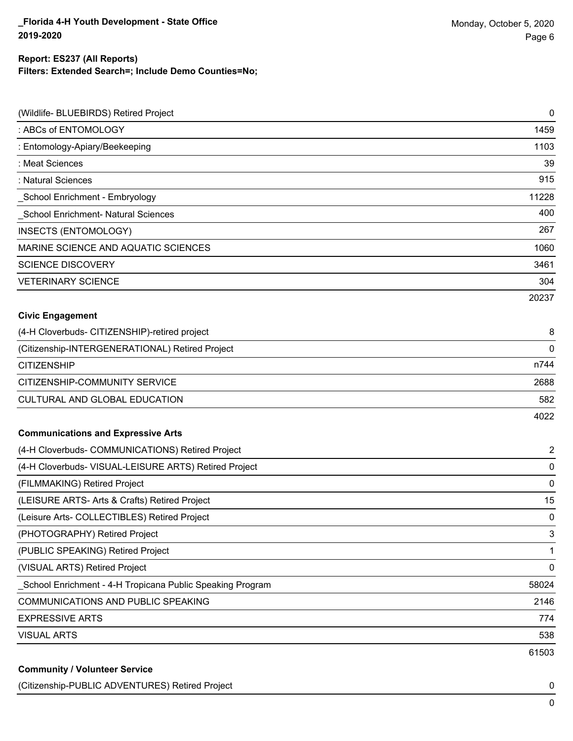**Report: ES237 (All Reports)**
**Filters: Extended Search=; Include Demo Counties=No;**

| | |
|---|---|
| (Wildlife- BLUEBIRDS) Retired Project | 0 |
| : ABCs of ENTOMOLOGY | 1459 |
| : Entomology-Apiary/Beekeeping | 1103 |
| : Meat Sciences | 39 |
| : Natural Sciences | 915 |
| _School Enrichment - Embryology | 11228 |
| _School Enrichment- Natural Sciences | 400 |
| INSECTS (ENTOMOLOGY) | 267 |
| MARINE SCIENCE AND AQUATIC SCIENCES | 1060 |
| SCIENCE DISCOVERY | 3461 |
| VETERINARY SCIENCE | 304 |
| | 20237 |

**Civic Engagement**

| | |
|---|---|
| (4-H Cloverbuds- CITIZENSHIP)-retired project | 8 |
| (Citizenship-INTERGENERATIONAL) Retired Project | 0 |
| CITIZENSHIP | n744 |
| CITIZENSHIP-COMMUNITY SERVICE | 2688 |
| CULTURAL AND GLOBAL EDUCATION | 582 |
| | 4022 |

**Communications and Expressive Arts**

| | |
|---|---|
| (4-H Cloverbuds- COMMUNICATIONS) Retired Project | 2 |
| (4-H Cloverbuds- VISUAL-LEISURE ARTS) Retired Project | 0 |
| (FILMMAKING) Retired Project | 0 |
| (LEISURE ARTS- Arts & Crafts) Retired Project | 15 |
| (Leisure Arts- COLLECTIBLES) Retired Project | 0 |
| (PHOTOGRAPHY) Retired Project | 3 |
| (PUBLIC SPEAKING) Retired Project | 1 |
| (VISUAL ARTS) Retired Project | 0 |
| _School Enrichment - 4-H Tropicana Public Speaking Program | 58024 |
| COMMUNICATIONS AND PUBLIC SPEAKING | 2146 |
| EXPRESSIVE ARTS | 774 |
| VISUAL ARTS | 538 |
| | 61503 |

**Community / Volunteer Service**

| | |
|---|---|
| (Citizenship-PUBLIC ADVENTURES) Retired Project | 0 |
| | 0 |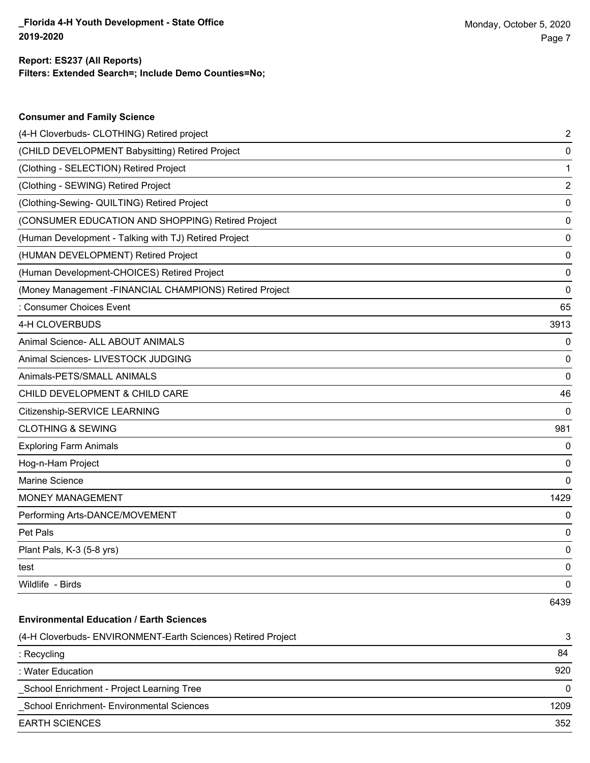**Report: ES237 (All Reports)**
**Filters: Extended Search=; Include Demo Counties=No;**

### Consumer and Family Science

| Project | Count |
| --- | --- |
| (4-H Cloverbuds- CLOTHING) Retired project | 2 |
| (CHILD DEVELOPMENT Babysitting) Retired Project | 0 |
| (Clothing - SELECTION) Retired Project | 1 |
| (Clothing - SEWING) Retired Project | 2 |
| (Clothing-Sewing- QUILTING) Retired Project | 0 |
| (CONSUMER EDUCATION AND SHOPPING) Retired Project | 0 |
| (Human Development - Talking with TJ) Retired Project | 0 |
| (HUMAN DEVELOPMENT) Retired Project | 0 |
| (Human Development-CHOICES) Retired Project | 0 |
| (Money Management -FINANCIAL CHAMPIONS) Retired Project | 0 |
| : Consumer Choices Event | 65 |
| 4-H CLOVERBUDS | 3913 |
| Animal Science- ALL ABOUT ANIMALS | 0 |
| Animal Sciences- LIVESTOCK JUDGING | 0 |
| Animals-PETS/SMALL ANIMALS | 0 |
| CHILD DEVELOPMENT & CHILD CARE | 46 |
| Citizenship-SERVICE LEARNING | 0 |
| CLOTHING & SEWING | 981 |
| Exploring Farm Animals | 0 |
| Hog-n-Ham Project | 0 |
| Marine Science | 0 |
| MONEY MANAGEMENT | 1429 |
| Performing Arts-DANCE/MOVEMENT | 0 |
| Pet Pals | 0 |
| Plant Pals, K-3 (5-8 yrs) | 0 |
| test | 0 |
| Wildlife - Birds | 0 |
| | 6439 |

### Environmental Education / Earth Sciences

| Project | Count |
| --- | --- |
| (4-H Cloverbuds- ENVIRONMENT-Earth Sciences) Retired Project | 3 |
| : Recycling | 84 |
| : Water Education | 920 |
| _School Enrichment - Project Learning Tree | 0 |
| _School Enrichment- Environmental Sciences | 1209 |
| EARTH SCIENCES | 352 |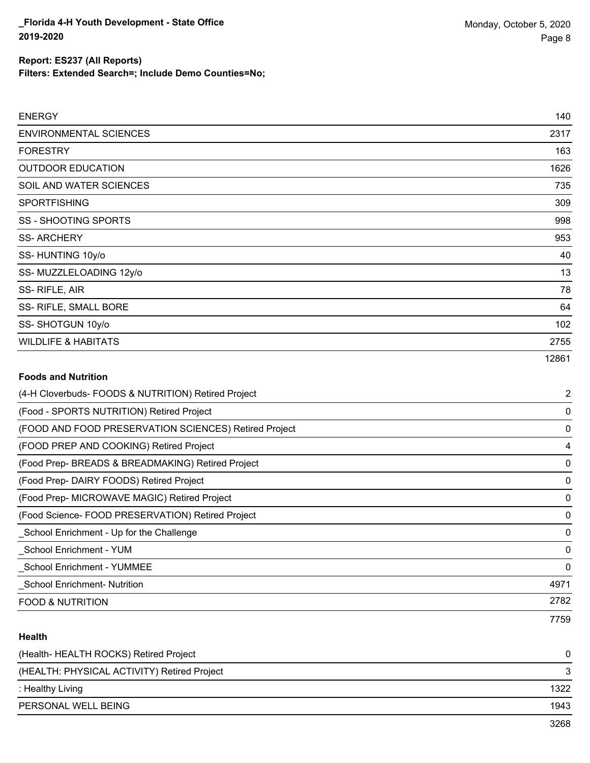| | |
|---|---|
| ENERGY | 140 |
| ENVIRONMENTAL SCIENCES | 2317 |
| FORESTRY | 163 |
| OUTDOOR EDUCATION | 1626 |
| SOIL AND WATER SCIENCES | 735 |
| SPORTFISHING | 309 |
| SS - SHOOTING SPORTS | 998 |
| SS- ARCHERY | 953 |
| SS- HUNTING 10y/o | 40 |
| SS- MUZZLELOADING 12y/o | 13 |
| SS- RIFLE, AIR | 78 |
| SS- RIFLE, SMALL BORE | 64 |
| SS- SHOTGUN 10y/o | 102 |
| WILDLIFE & HABITATS | 2755 |
| | 12861 |

**Foods and Nutrition**

| | |
|---|---|
| (4-H Cloverbuds- FOODS & NUTRITION) Retired Project | 2 |
| (Food - SPORTS NUTRITION) Retired Project | 0 |
| (FOOD AND FOOD PRESERVATION SCIENCES) Retired Project | 0 |
| (FOOD PREP AND COOKING) Retired Project | 4 |
| (Food Prep- BREADS & BREADMAKING) Retired Project | 0 |
| (Food Prep- DAIRY FOODS) Retired Project | 0 |
| (Food Prep- MICROWAVE MAGIC) Retired Project | 0 |
| (Food Science- FOOD PRESERVATION) Retired Project | 0 |
| _School Enrichment - Up for the Challenge | 0 |
| _School Enrichment - YUM | 0 |
| _School Enrichment - YUMMEE | 0 |
| _School Enrichment- Nutrition | 4971 |
| FOOD & NUTRITION | 2782 |
| | 7759 |

**Health**

| | |
|---|---|
| (Health- HEALTH ROCKS) Retired Project | 0 |
| (HEALTH: PHYSICAL ACTIVITY) Retired Project | 3 |
| : Healthy Living | 1322 |
| PERSONAL WELL BEING | 1943 |
| | 3268 |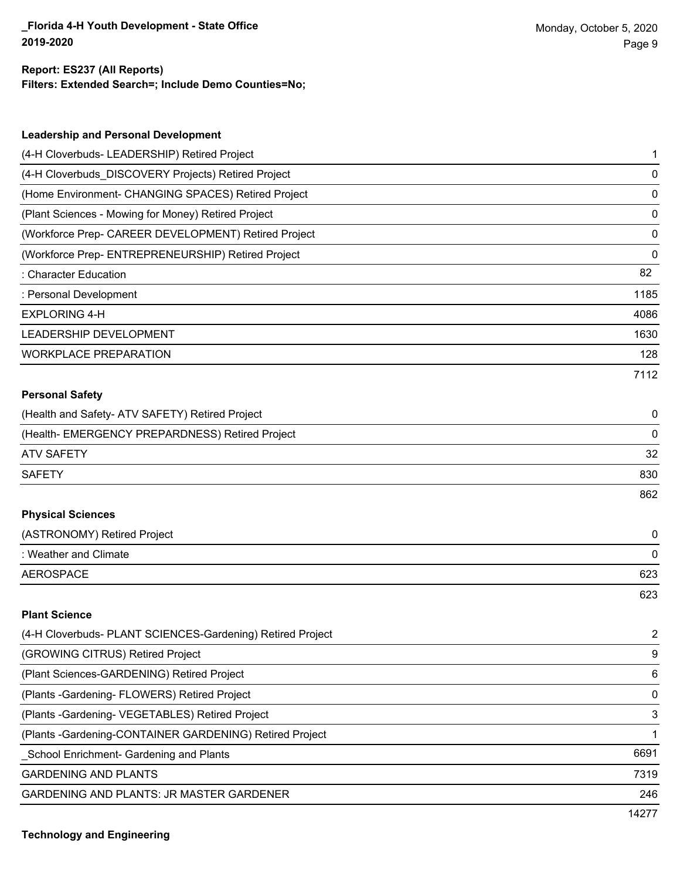**Report: ES237 (All Reports)**
**Filters: Extended Search=; Include Demo Counties=No;**

### Leadership and Personal Development

| | |
|---|---|
| (4-H Cloverbuds- LEADERSHIP) Retired Project | 1 |
| (4-H Cloverbuds_DISCOVERY Projects) Retired Project | 0 |
| (Home Environment- CHANGING SPACES) Retired Project | 0 |
| (Plant Sciences - Mowing for Money) Retired Project | 0 |
| (Workforce Prep- CAREER DEVELOPMENT) Retired Project | 0 |
| (Workforce Prep- ENTREPRENEURSHIP) Retired Project | 0 |
| : Character Education | 82 |
| : Personal Development | 1185 |
| EXPLORING 4-H | 4086 |
| LEADERSHIP DEVELOPMENT | 1630 |
| WORKPLACE PREPARATION | 128 |
| | 7112 |

### Personal Safety

| | |
|---|---|
| (Health and Safety- ATV SAFETY) Retired Project | 0 |
| (Health- EMERGENCY PREPARDNESS) Retired Project | 0 |
| ATV SAFETY | 32 |
| SAFETY | 830 |
| | 862 |

### Physical Sciences

| | |
|---|---|
| (ASTRONOMY) Retired Project | 0 |
| : Weather and Climate | 0 |
| AEROSPACE | 623 |
| | 623 |

### Plant Science

| | |
|---|---|
| (4-H Cloverbuds- PLANT SCIENCES-Gardening) Retired Project | 2 |
| (GROWING CITRUS) Retired Project | 9 |
| (Plant Sciences-GARDENING) Retired Project | 6 |
| (Plants -Gardening- FLOWERS) Retired Project | 0 |
| (Plants -Gardening- VEGETABLES) Retired Project | 3 |
| (Plants -Gardening-CONTAINER GARDENING) Retired Project | 1 |
| _School Enrichment- Gardening and Plants | 6691 |
| GARDENING AND PLANTS | 7319 |
| GARDENING AND PLANTS: JR MASTER GARDENER | 246 |
| | 14277 |

### Technology and Engineering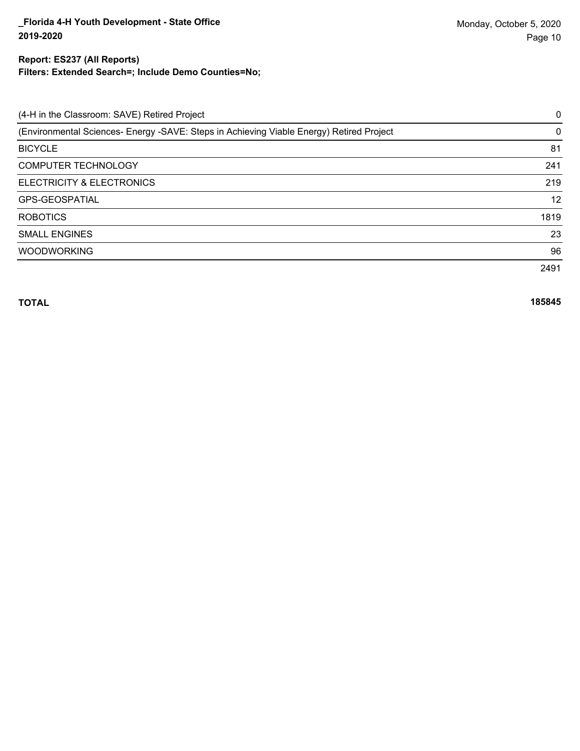**Report: ES237 (All Reports)**
**Filters: Extended Search=; Include Demo Counties=No;**

| | |
|---|---|
| (4-H in the Classroom: SAVE) Retired Project | 0 |
| (Environmental Sciences- Energy -SAVE: Steps in Achieving Viable Energy) Retired Project | 0 |
| BICYCLE | 81 |
| COMPUTER TECHNOLOGY | 241 |
| ELECTRICITY & ELECTRONICS | 219 |
| GPS-GEOSPATIAL | 12 |
| ROBOTICS | 1819 |
| SMALL ENGINES | 23 |
| WOODWORKING | 96 |
| | 2491 |

**TOTAL** **185845**